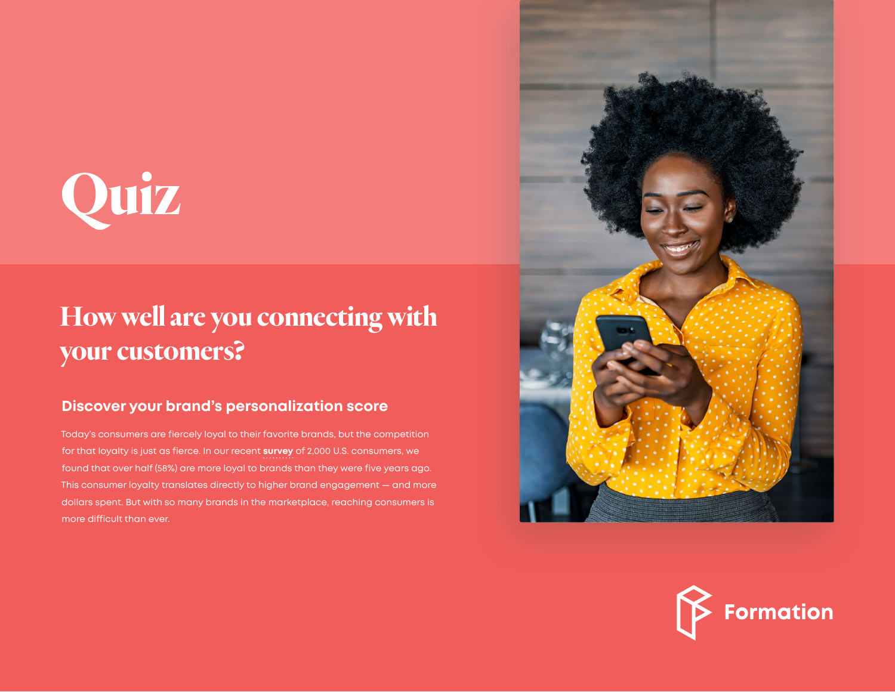# Quiz

## How well are you connecting with your customers?

### Discover your brand's personalization score

Today's consumers are fiercely loyal to their favorite brands, but the competition for that loyalty is just as fierce. In our recent **survey** of 2,000 U.S. consumers, we found that over half (58%) are more loyal to brands than they were five years ago. This consumer loyalty translates directly to higher brand engagement — and more dollars spent. But with so many brands in the marketplace, reaching consumers is more difficult than ever.

Formation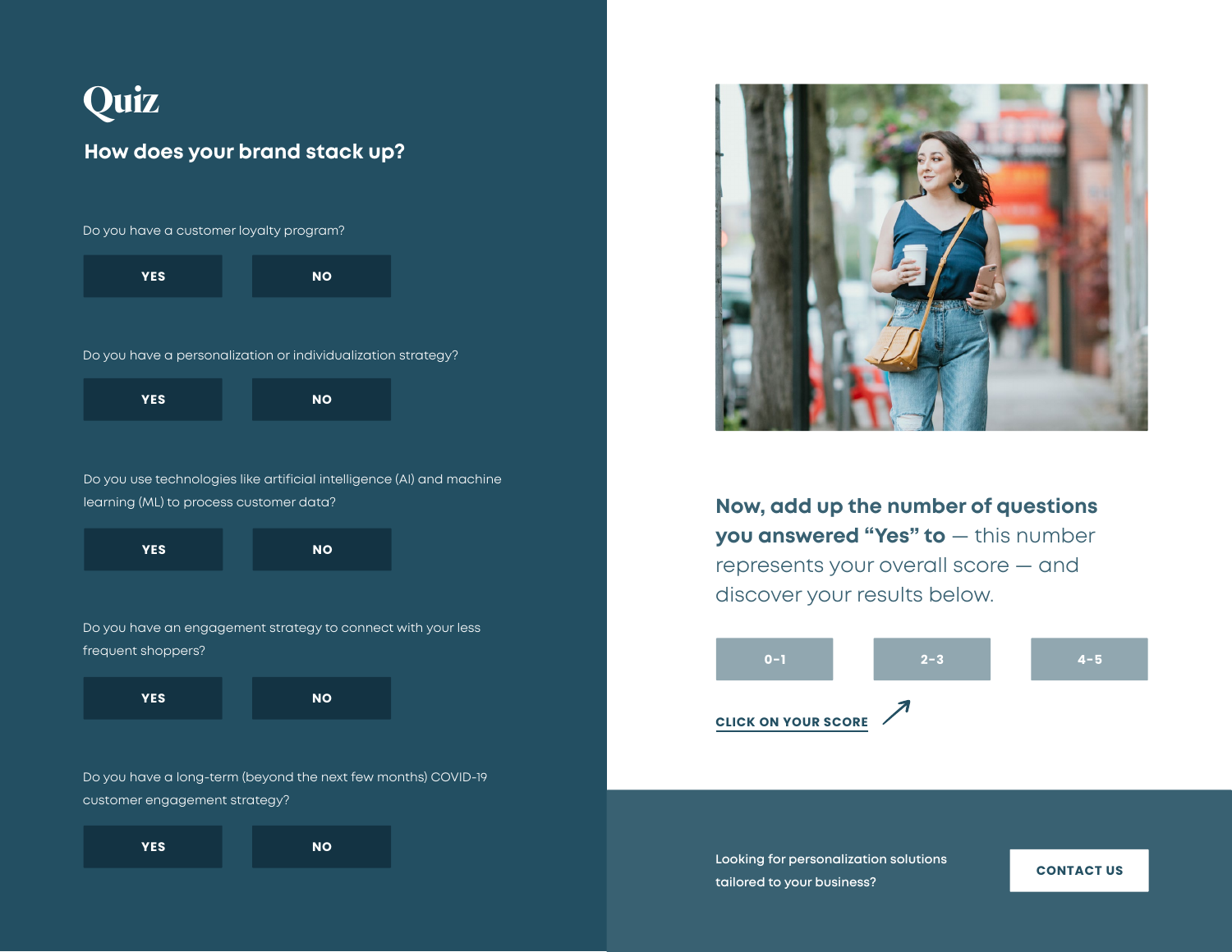# Quiz

## How does your brand stack up?

Do you have a customer loyalty program?

YES NO

Do you have a personalization or individualization strategy?

YES NO

Do you use technologies like artificial intelligence (AI) and machine learning (ML) to process customer data?

YES NO

Do you have an engagement strategy to connect with your less frequent shoppers?

YES NO

Do you have a long-term (beyond the next few months) COVID-19 customer engagement strategy?

YES NO

**Now, add up the number of questions you answered "Yes" to** — this number represents your overall score — and discover your results below.

0-1 2-3 4-5

CLICK ON YOUR SCORE

Looking for personalization solutions tailored to your business?

CONTACT US